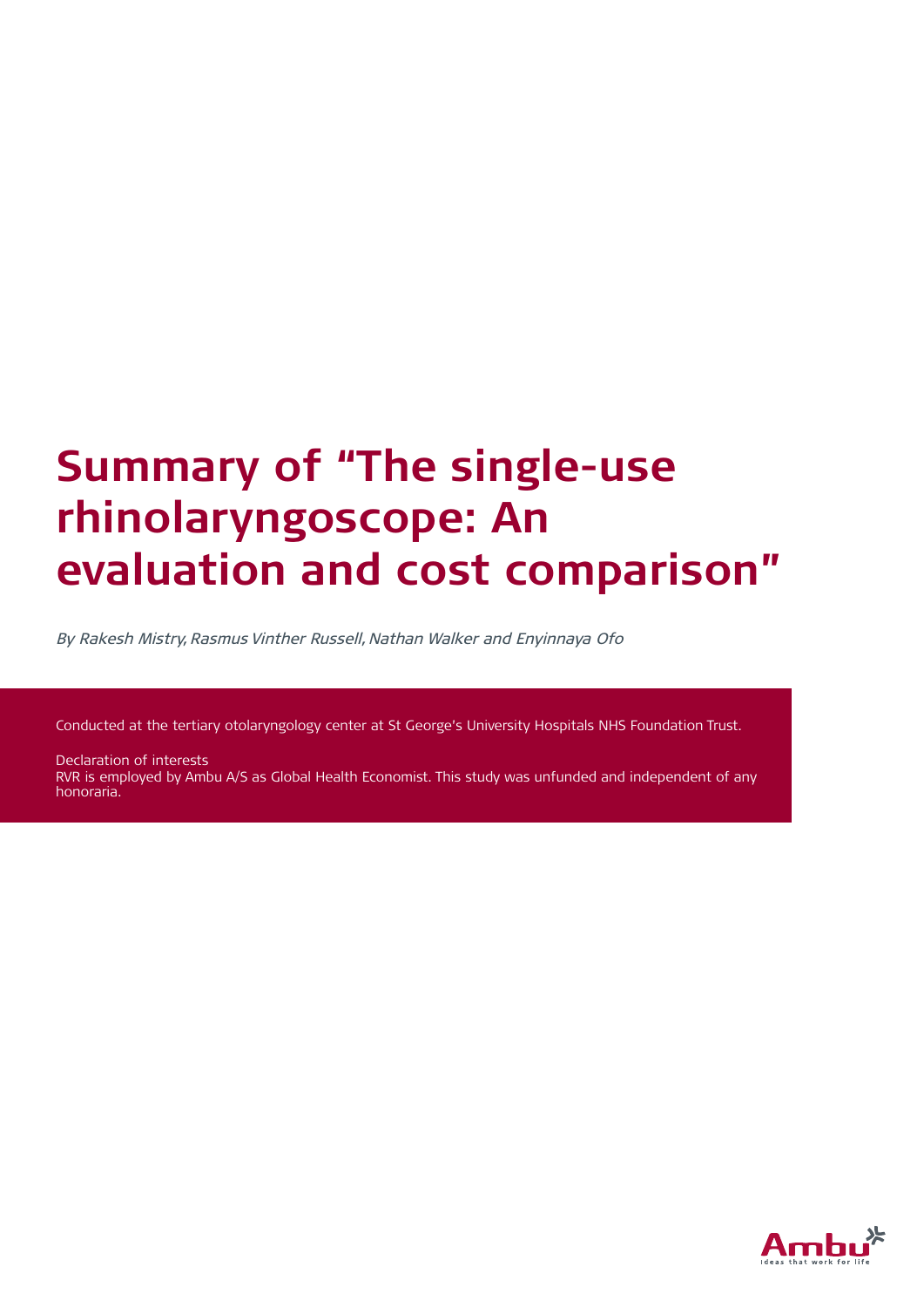# Summary of "The single-use rhinolaryngoscope: An evaluation and cost comparison"

*By Rakesh Mistry, Rasmus Vinther Russell, Nathan Walker and Enyinnaya Ofo*

Conducted at the tertiary otolaryngology center at St George's University Hospitals NHS Foundation Trust.

Declaration of interests
RVR is employed by Ambu A/S as Global Health Economist. This study was unfunded and independent of any honoraria.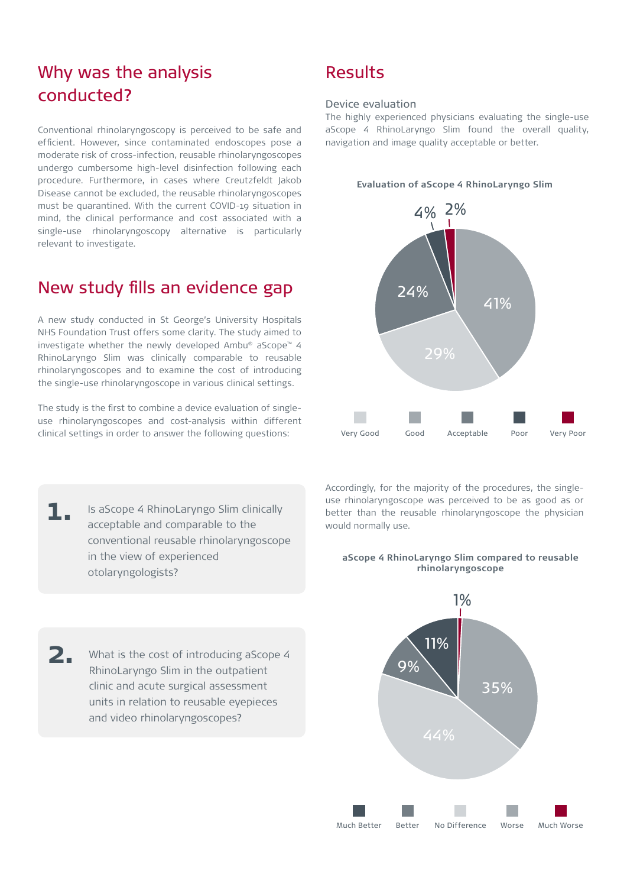## Why was the analysis conducted?

Conventional rhinolaryngoscopy is perceived to be safe and efficient. However, since contaminated endoscopes pose a moderate risk of cross-infection, reusable rhinolaryngoscopes undergo cumbersome high-level disinfection following each procedure. Furthermore, in cases where Creutzfeldt Jakob Disease cannot be excluded, the reusable rhinolaryngoscopes must be quarantined. With the current COVID-19 situation in mind, the clinical performance and cost associated with a single-use rhinolaryngoscopy alternative is particularly relevant to investigate.

## New study fills an evidence gap

A new study conducted in St George's University Hospitals NHS Foundation Trust offers some clarity. The study aimed to investigate whether the newly developed Ambu® aScope™ 4 RhinoLaryngo Slim was clinically comparable to reusable rhinolaryngoscopes and to examine the cost of introducing the single-use rhinolaryngoscope in various clinical settings.

The study is the first to combine a device evaluation of single-use rhinolaryngoscopes and cost-analysis within different clinical settings in order to answer the following questions:

**1.** Is aScope 4 RhinoLaryngo Slim clinically acceptable and comparable to the conventional reusable rhinolaryngoscope in the view of experienced otolaryngologists?

**2.** What is the cost of introducing aScope 4 RhinoLaryngo Slim in the outpatient clinic and acute surgical assessment units in relation to reusable eyepieces and video rhinolaryngoscopes?

## Results

### Device evaluation

The highly experienced physicians evaluating the single-use aScope 4 RhinoLaryngo Slim found the overall quality, navigation and image quality acceptable or better.

**Evaluation of aScope 4 RhinoLaryngo Slim**

| Rating | Share |
|---|---|
| Very Good | 29% |
| Good | 41% |
| Acceptable | 24% |
| Poor | 4% |
| Very Poor | 2% |

Accordingly, for the majority of the procedures, the single-use rhinolaryngoscope was perceived to be as good as or better than the reusable rhinolaryngoscope the physician would normally use.

**aScope 4 RhinoLaryngo Slim compared to reusable rhinolaryngoscope**

| Rating | Share |
|---|---|
| Much Better | 11% |
| Better | 9% |
| No Difference | 44% |
| Worse | 35% |
| Much Worse | 1% |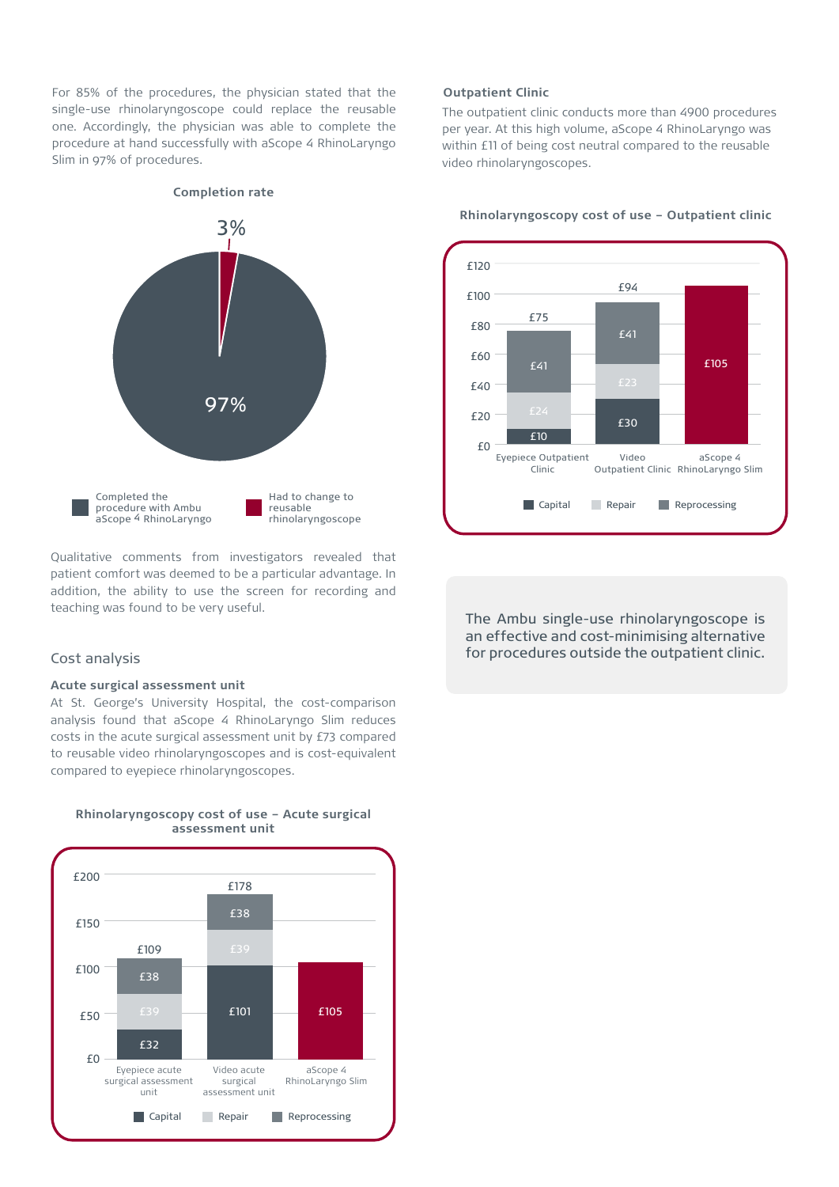For 85% of the procedures, the physician stated that the single-use rhinolaryngoscope could replace the reusable one. Accordingly, the physician was able to complete the procedure at hand successfully with aScope 4 RhinoLaryngo Slim in 97% of procedures.

**Completion rate**

| Outcome | Share |
|---|---|
| Completed the procedure with Ambu aScope 4 RhinoLaryngo | 97% |
| Had to change to reusable rhinolaryngoscope | 3% |

Qualitative comments from investigators revealed that patient comfort was deemed to be a particular advantage. In addition, the ability to use the screen for recording and teaching was found to be very useful.

## Cost analysis

### Acute surgical assessment unit

At St. George's University Hospital, the cost-comparison analysis found that aScope 4 RhinoLaryngo Slim reduces costs in the acute surgical assessment unit by £73 compared to reusable video rhinolaryngoscopes and is cost-equivalent compared to eyepiece rhinolaryngoscopes.

**Rhinolaryngoscopy cost of use – Acute surgical assessment unit**

| | Capital | Repair | Reprocessing | Total |
|---|---|---|---|---|
| Eyepiece acute surgical assessment unit | £32 | £39 | £38 | £109 |
| Video acute surgical assessment unit | £101 | £39 | £38 | £178 |
| aScope 4 RhinoLaryngo Slim | | | | £105 |

### Outpatient Clinic

The outpatient clinic conducts more than 4900 procedures per year. At this high volume, aScope 4 RhinoLaryngo was within £11 of being cost neutral compared to the reusable video rhinolaryngoscopes.

**Rhinolaryngoscopy cost of use – Outpatient clinic**

| | Capital | Repair | Reprocessing | Total |
|---|---|---|---|---|
| Eyepiece Outpatient Clinic | £10 | £24 | £41 | £75 |
| Video Outpatient Clinic | £30 | £23 | £41 | £94 |
| aScope 4 RhinoLaryngo Slim | | | | £105 |

The Ambu single-use rhinolaryngoscope is an effective and cost-minimising alternative for procedures outside the outpatient clinic.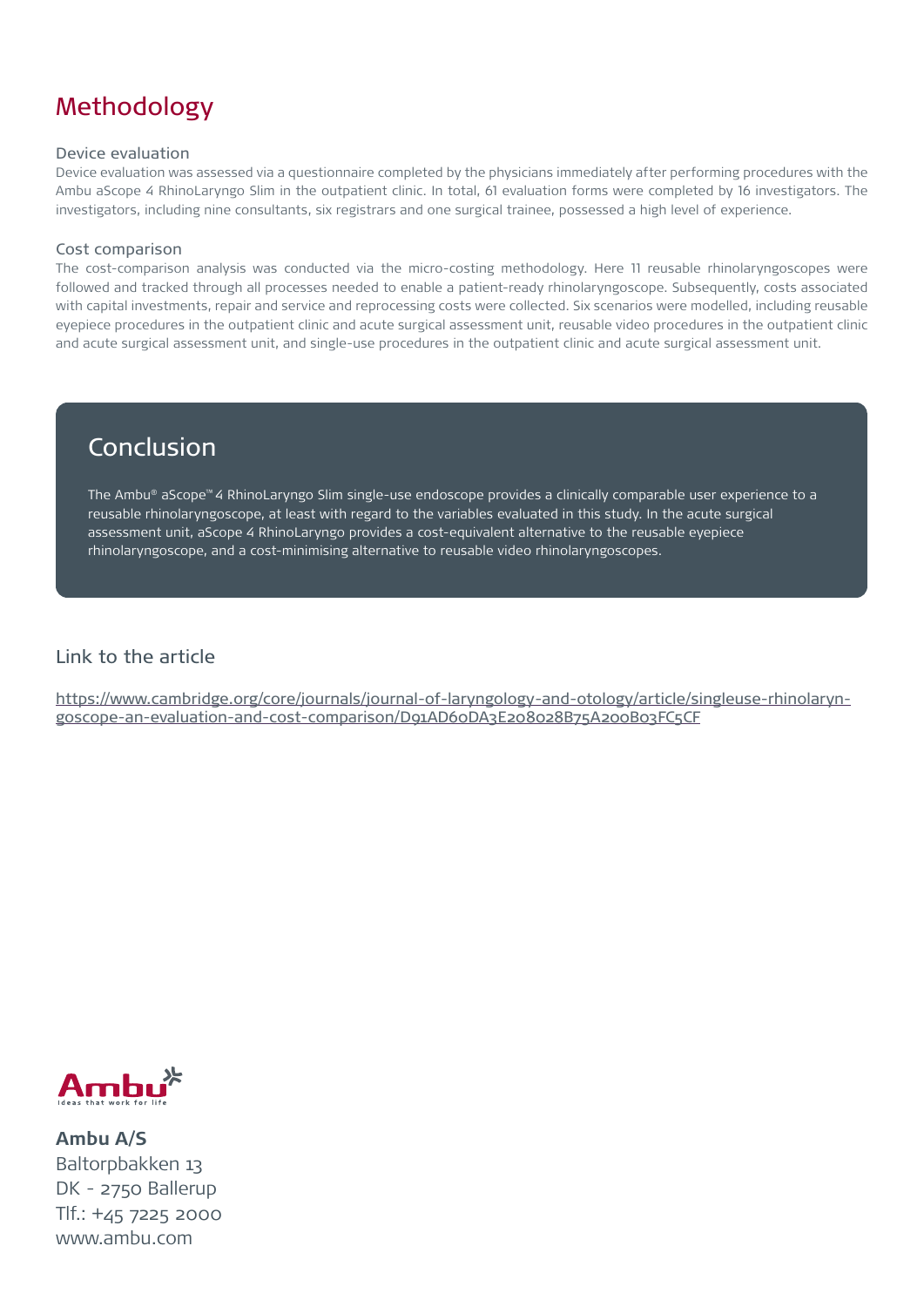# Methodology

## Device evaluation

Device evaluation was assessed via a questionnaire completed by the physicians immediately after performing procedures with the Ambu aScope 4 RhinoLaryngo Slim in the outpatient clinic. In total, 61 evaluation forms were completed by 16 investigators. The investigators, including nine consultants, six registrars and one surgical trainee, possessed a high level of experience.

## Cost comparison

The cost-comparison analysis was conducted via the micro-costing methodology. Here 11 reusable rhinolaryngoscopes were followed and tracked through all processes needed to enable a patient-ready rhinolaryngoscope. Subsequently, costs associated with capital investments, repair and service and reprocessing costs were collected. Six scenarios were modelled, including reusable eyepiece procedures in the outpatient clinic and acute surgical assessment unit, reusable video procedures in the outpatient clinic and acute surgical assessment unit, and single-use procedures in the outpatient clinic and acute surgical assessment unit.

# Conclusion

The Ambu® aScope™ 4 RhinoLaryngo Slim single-use endoscope provides a clinically comparable user experience to a reusable rhinolaryngoscope, at least with regard to the variables evaluated in this study. In the acute surgical assessment unit, aScope 4 RhinoLaryngo provides a cost-equivalent alternative to the reusable eyepiece rhinolaryngoscope, and a cost-minimising alternative to reusable video rhinolaryngoscopes.

## Link to the article

https://www.cambridge.org/core/journals/journal-of-laryngology-and-otology/article/singleuse-rhinolaryngoscope-an-evaluation-and-cost-comparison/D91AD60DA3E208028B75A200B03FC5CF

Ambu
Ideas that work for life

**Ambu A/S**
Baltorpbakken 13
DK - 2750 Ballerup
Tlf.: +45 7225 2000
www.ambu.com